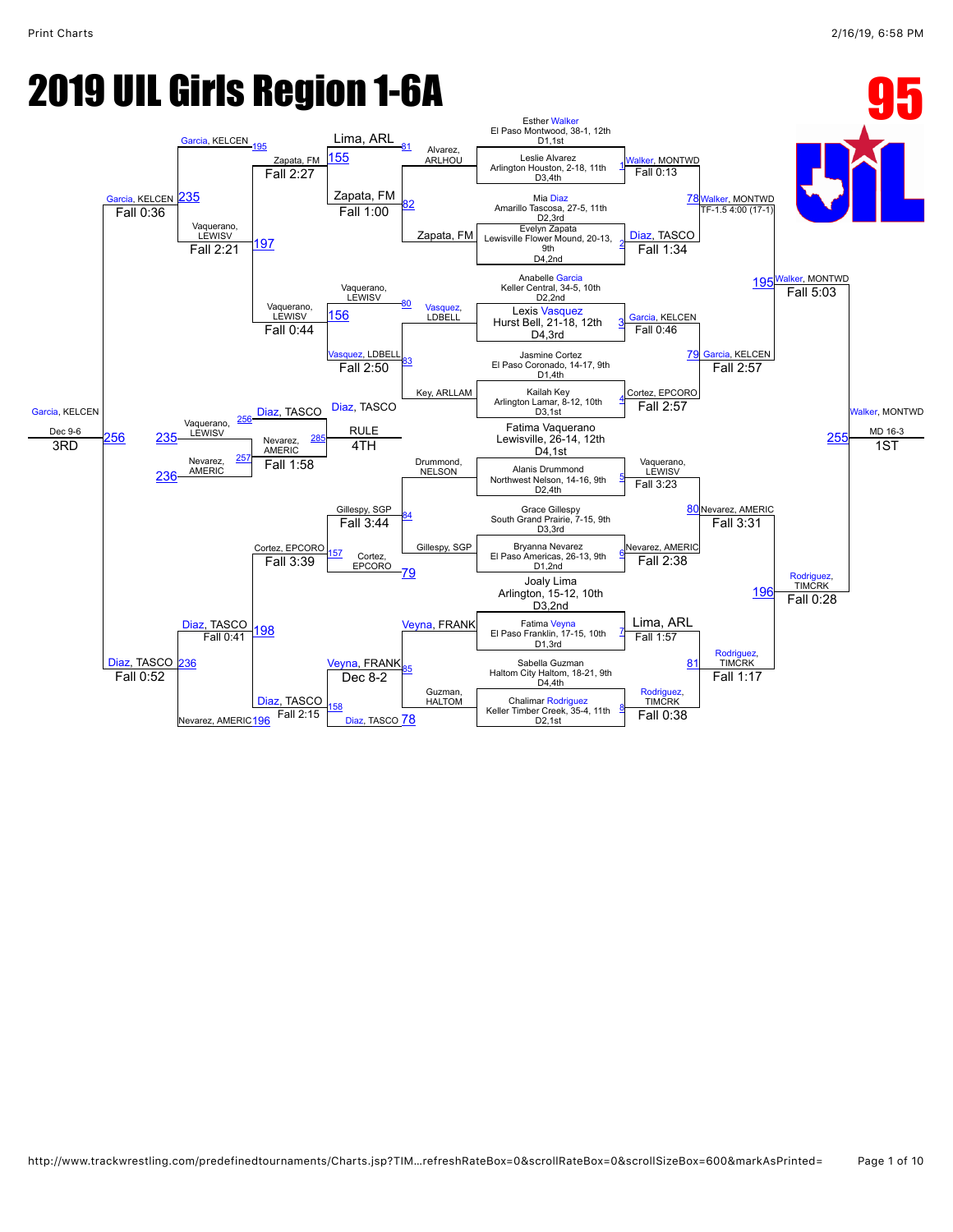# 2019 UIL Girls Region 1-6A

**95**

## Championship Bracket

| Bout | Wrestler 1 | Wrestler 2 | Winner | Result |
|---|---|---|---|---|
| 1 | Esther Walker, El Paso Montwood, 38-1, 12th, D1,1st | Leslie Alvarez, Arlington Houston, 2-18, 11th, D3,4th | Walker, MONTWD | Fall 0:13 |
| 2 | Mia Diaz, Amarillo Tascosa, 27-5, 11th, D2,3rd | Evelyn Zapata, Lewisville Flower Mound, 20-13, 9th, D4,2nd | Diaz, TASCO | Fall 1:34 |
| 3 | Anabelle Garcia, Keller Central, 34-5, 10th, D2,2nd | Lexis Vasquez, Hurst Bell, 21-18, 12th, D4,3rd | Garcia, KELCEN | Fall 0:46 |
| 4 | Jasmine Cortez, El Paso Coronado, 14-17, 9th, D1,4th | Kailah Key, Arlington Lamar, 8-12, 10th, D3,1st | Cortez, EPCORO | Fall 2:57 |
| 5 | Fatima Vaquerano, Lewisville, 26-14, 12th, D4,1st | Alanis Drummond, Northwest Nelson, 14-16, 9th, D2,4th | Vaquerano, LEWISV | Fall 3:23 |
| 6 | Grace Gillespy, South Grand Prairie, 7-15, 9th, D3,3rd | Bryanna Nevarez, El Paso Americas, 26-13, 9th, D1,2nd | Nevarez, AMERIC | Fall 2:38 |
| 7 | Joaly Lima, Arlington, 15-12, 10th, D3,2nd | Fatima Veyna, El Paso Franklin, 17-15, 10th, D1,3rd | Lima, ARL | Fall 1:57 |
| 8 | Sabella Guzman, Halton City Haltom, 18-21, 9th, D4,4th | Chalimar Rodriguez, Keller Timber Creek, 35-4, 11th, D2,1st | Rodriguez, TIMCRK | Fall 0:38 |
| 78 | Walker, MONTWD | Diaz, TASCO | Walker, MONTWD | TF-1.5 4:00 (17-1) |
| 79 | Garcia, KELCEN | Cortez, EPCORO | Garcia, KELCEN | Fall 2:57 |
| 80 | Vaquerano, LEWISV | Nevarez, AMERIC | Nevarez, AMERIC | Fall 3:31 |
| 81 | Lima, ARL | Rodriguez, TIMCRK | Rodriguez, TIMCRK | Fall 1:17 |
| 195 | Walker, MONTWD | Garcia, KELCEN | Walker, MONTWD | Fall 5:03 |
| 196 | Nevarez, AMERIC | Rodriguez, TIMCRK | Rodriguez, TIMCRK | Fall 0:28 |
| 255 | Walker, MONTWD | Rodriguez, TIMCRK | Walker, MONTWD | MD 16-3 — 1ST |

## Consolation Bracket

| Bout | Wrestler 1 | Wrestler 2 | Winner | Result |
|---|---|---|---|---|
| 81 | Alvarez, ARLHOU | Zapata, FM | Zapata, FM | |
| 82 | Lima, ARL | Zapata, FM | Zapata, FM | Fall 1:00 |
| 83 | Vasquez, LDBELL | Key, ARLLAM | Vasquez, LDBELL | |
| 80 | Vaquerano, LEWISV | Vasquez, LDBELL | Vaquerano, LEWISV | Fall 2:50 |
| 84 | Drummond, NELSON | Gillespy, SGP | Gillespy, SGP | |
| 79 | Gillespy, SGP | Cortez, EPCORO | Cortez, EPCORO | Fall 3:44 |
| 85 | Veyna, FRANK | Guzman, HALTOM | Veyna, FRANK | |
| 78 | Veyna, FRANK | Diaz, TASCO | Diaz, TASCO | Dec 8-2 |
| 155 | Lima, ARL | Zapata, FM | Zapata, FM | Fall 2:27 |
| 156 | Vaquerano, LEWISV | Vasquez, LDBELL | Vaquerano, LEWISV | Fall 0:44 |
| 157 | Cortez, EPCORO | Cortez, EPCORO | Cortez, EPCORO | Fall 3:39 |
| 158 | Diaz, TASCO | Diaz, TASCO | Diaz, TASCO | Fall 2:15 |
| 195 | Garcia, KELCEN | Zapata, FM | Garcia, KELCEN | |
| 197 | Zapata, FM | Vaquerano, LEWISV | Vaquerano, LEWISV | Fall 2:21 |
| 198 | Cortez, EPCORO | Diaz, TASCO | Diaz, TASCO | Fall 0:41 |
| 196 | Nevarez, AMERIC | Diaz, TASCO | Diaz, TASCO | |
| 235 | Garcia, KELCEN | Vaquerano, LEWISV | Garcia, KELCEN | Fall 0:36 |
| 236 | Diaz, TASCO | Nevarez, AMERIC | Diaz, TASCO | Fall 0:52 |
| 256 | Garcia, KELCEN | Diaz, TASCO | Garcia, KELCEN | Dec 9-6 — 3RD |
| 257 | Vaquerano, LEWISV | Nevarez, AMERIC | Nevarez, AMERIC | Fall 1:58 |
| 285 | Diaz, TASCO | Nevarez, AMERIC | Diaz, TASCO | RULE — 4TH |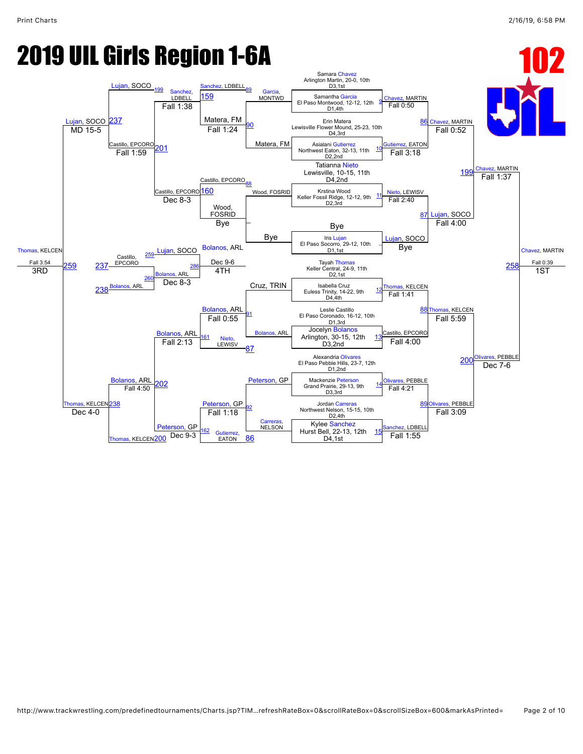# 2019 UIL Girls Region 1-6A

**102**

## Wrestlers (Seeds)

- Samara Chavez, Arlington Martin, 20-0, 10th, D3,1st
- Samantha Garcia, El Paso Montwood, 12-12, 12th, D1,4th
- Erin Matera, Lewisville Flower Mound, 25-23, 10th, D4,3rd
- Asialani Gutierrez, Northwest Eaton, 32-13, 11th, D2,2nd
- Tatianna Nieto, Lewisville, 10-15, 11th, D4,2nd
- Krstina Wood, Keller Fossil Ridge, 12-12, 9th, D2,3rd
- Bye
- Iris Lujan, El Paso Socorro, 29-12, 10th, D1,1st
- Tayah Thomas, Keller Central, 24-9, 11th, D2,1st
- Isabella Cruz, Euless Trinity, 14-22, 9th, D4,4th
- Leslie Castillo, El Paso Coronado, 16-12, 10th, D1,3rd
- Jocelyn Bolanos, Arlington, 30-15, 12th, D3,2nd
- Alexandria Olivares, El Paso Pebble Hills, 23-7, 12th, D1,2nd
- Mackenzie Peterson, Grand Prairie, 29-13, 9th, D3,3rd
- Jordan Carreras, Northwest Nelson, 15-15, 10th, D2,4th
- Kylee Sanchez, Hurst Bell, 22-13, 12th, D4,1st

## Championship Bracket

| Bout | Match | Winner | Result |
| --- | --- | --- | --- |
| 9 | Chavez vs Garcia | Chavez, MARTIN | Fall 0:50 |
| 10 | Matera vs Gutierrez | Gutierrez, EATON | Fall 3:18 |
| 11 | Nieto vs Wood | Nieto, LEWISV | Fall 2:40 |
| – | Bye vs Lujan | Lujan, SOCO | Bye |
| 12 | Thomas vs Cruz | Thomas, KELCEN | Fall 1:41 |
| 13 | Castillo vs Bolanos | Castillo, EPCORO | Fall 4:00 |
| 14 | Olivares vs Peterson | Olivares, PEBBLE | Fall 4:21 |
| 15 | Carreras vs Sanchez | Sanchez, LDBELL | Fall 1:55 |
| 86 | Chavez vs Gutierrez | Chavez, MARTIN | Fall 0:52 |
| 87 | Nieto vs Lujan | Lujan, SOCO | Fall 4:00 |
| 88 | Thomas vs Castillo | Thomas, KELCEN | Fall 5:59 |
| 89 | Olivares vs Sanchez | Olivares, PEBBLE | Fall 3:09 |
| 199 | Chavez vs Lujan | Chavez, MARTIN | Fall 1:37 |
| 200 | Thomas vs Olivares | Olivares, PEBBLE | Dec 7-6 |
| 258 | Chavez vs Olivares | Chavez, MARTIN | Fall 0:39 — **1ST** |

## Consolation Bracket

| Bout | Match | Winner | Result |
| --- | --- | --- | --- |
| 89 | Garcia, MONTWD vs Sanchez, LDBELL | Sanchez, LDBELL | |
| 90 | Matera, FM vs (Bye) | Matera, FM | |
| 88 | Wood, FOSRID vs Castillo, EPCORO | Castillo, EPCORO | |
| – | Bye vs Wood, FOSRID | Wood, FOSRID | Bye |
| 91 | Cruz, TRIN vs Bolanos, ARL | Bolanos, ARL | Fall 0:55 |
| 87 | Nieto, LEWISV | Nieto, LEWISV | |
| 92 | Peterson, GP vs Carreras, NELSON | Peterson, GP | Fall 1:18 |
| 86 | Gutierrez, EATON | Gutierrez, EATON | |
| 159 | Sanchez, LDBELL vs Matera, FM | Matera, FM | Fall 1:24 |
| 160 | Castillo, EPCORO vs Wood, FOSRID | Wood, FOSRID | Bye |
| 161 | Bolanos, ARL vs Nieto, LEWISV | Bolanos, ARL | Fall 2:13 |
| 162 | Peterson, GP vs Gutierrez, EATON | Peterson, GP | Dec 9-3 |
| 199 | Lujan, SOCO vs Sanchez, LDBELL | Sanchez, LDBELL | Fall 1:38 |
| 201 | Castillo, EPCORO vs Matera, FM | Castillo, EPCORO | Fall 1:59 |
| 201 | Castillo, EPCORO vs Wood, FOSRID | Castillo, EPCORO | Dec 8-3 |
| 202 | Bolanos, ARL vs Peterson, GP | Bolanos, ARL | Fall 4:50 |
| 200 | Thomas, KELCEN vs Peterson, GP | Peterson, GP | Dec 9-3 |
| 237 | Lujan, SOCO vs Castillo, EPCORO | Lujan, SOCO | MD 15-5 |
| 238 | Bolanos, ARL vs Thomas, KELCEN | Thomas, KELCEN | Dec 4-0 |
| 259 | Castillo, EPCORO vs Lujan, SOCO | Lujan, SOCO | |
| 260 | Bolanos, ARL | Bolanos, ARL | Dec 8-3 |
| 286 | Lujan, SOCO vs Bolanos, ARL | Bolanos, ARL | Dec 9-6 — **4TH** |
| 259 | Lujan, SOCO vs Thomas, KELCEN | Thomas, KELCEN | Fall 3:54 — **3RD** |

## Final Placements

- **1ST:** Chavez, MARTIN (Fall 0:39)
- **3RD:** Thomas, KELCEN (Fall 3:54)
- **4TH:** Bolanos, ARL (Dec 9-6)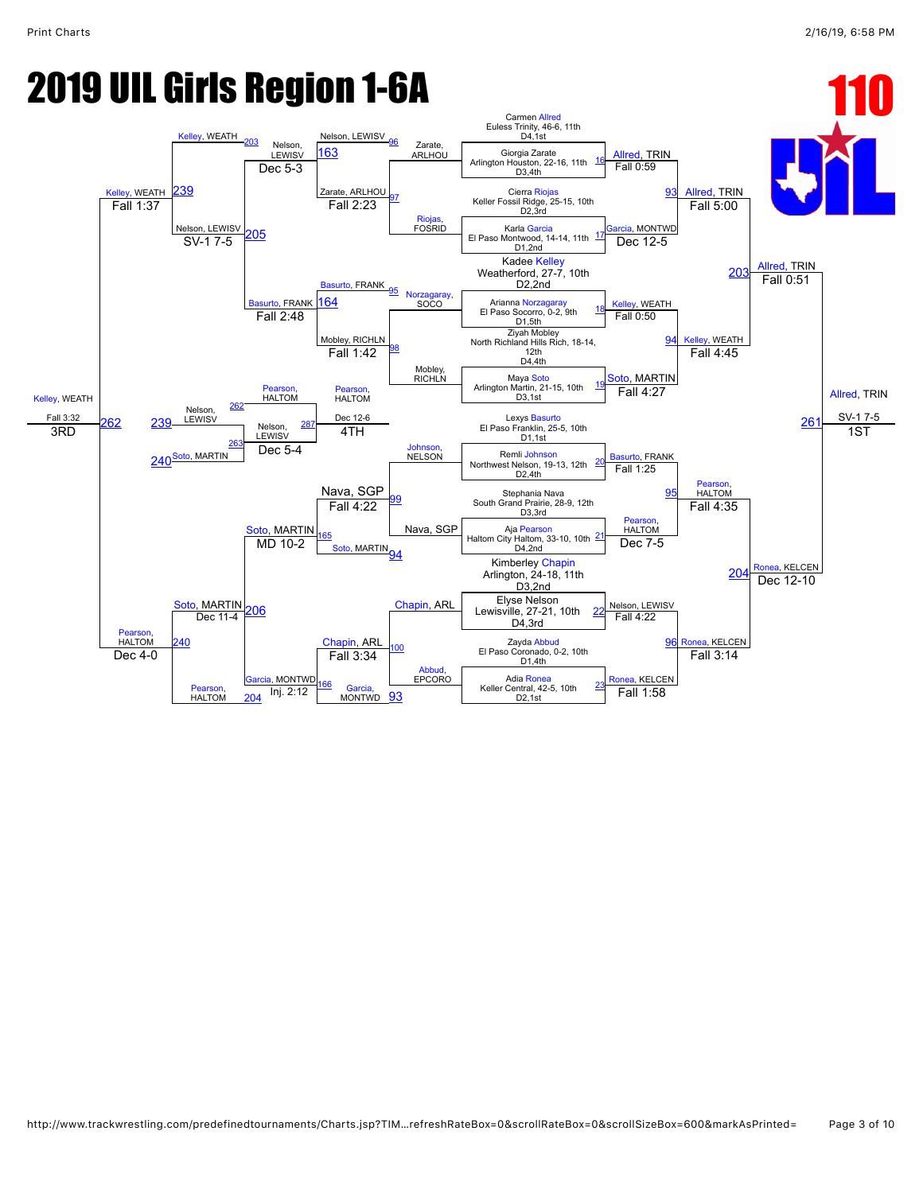# 2019 UIL Girls Region 1-6A

**110**

## Championship Bracket

| Seed | Wrestler |
| --- | --- |
| D4,1st | Carmen Allred, Euless Trinity, 46-6, 11th |
| D3,4th | Giorgia Zarate, Arlington Houston, 22-16, 11th |
| D2,3rd | Cierra Riojas, Keller Fossil Ridge, 25-15, 10th |
| D1,2nd | Karla Garcia, El Paso Montwood, 14-14, 11th |
| D2,2nd | Kadee Kelley, Weatherford, 27-7, 10th |
| D1,5th | Arianna Norzagaray, El Paso Socorro, 0-2, 9th |
| D4,4th | Ziyah Mobley, North Richland Hills Rich, 18-14, 12th |
| D3,1st | Maya Soto, Arlington Martin, 21-15, 10th |
| D1,1st | Lexys Basurto, El Paso Franklin, 25-5, 10th |
| D2,4th | Remli Johnson, Northwest Nelson, 19-13, 12th |
| D3,3rd | Stephania Nava, South Grand Prairie, 28-9, 12th |
| D4,2nd | Aja Pearson, Haltom City Haltom, 33-10, 10th |
| D3,2nd | Kimberley Chapin, Arlington, 24-18, 11th |
| D4,3rd | Elyse Nelson, Lewisville, 27-21, 10th |
| D1,4th | Zayda Abbud, El Paso Coronado, 0-2, 10th |
| D2,1st | Adia Ronea, Keller Central, 42-5, 10th |

### Round 1

| Bout | Winner | Result |
| --- | --- | --- |
| 16 | Allred, TRIN | Fall 0:59 |
| 17 | Garcia, MONTWD | Dec 12-5 |
| 18 | Kelley, WEATH | Fall 0:50 |
| 19 | Soto, MARTIN | Fall 4:27 |
| 20 | Basurto, FRANK | Fall 1:25 |
| 21 | Pearson, HALTOM | Dec 7-5 |
| 22 | Nelson, LEWISV | Fall 4:22 |
| 23 | Ronea, KELCEN | Fall 1:58 |

### Quarterfinals

| Bout | Winner | Result |
| --- | --- | --- |
| 93 | Allred, TRIN | Fall 5:00 |
| 94 | Kelley, WEATH | Fall 4:45 |
| 95 | Pearson, HALTOM | Fall 4:35 |
| 96 | Ronea, KELCEN | Fall 3:14 |

### Semifinals

| Bout | Winner | Result |
| --- | --- | --- |
| 203 | Allred, TRIN | Fall 0:51 |
| 204 | Ronea, KELCEN | Dec 12-10 |

### Final (1st Place)

| Bout | Winner | Result |
| --- | --- | --- |
| 261 | Allred, TRIN | SV-1 7-5 — 1ST |

## Consolation Bracket

| Bout | Matchup | Winner | Result |
| --- | --- | --- | --- |
| 97 | Zarate, ARLHOU vs Riojas, FOSRID | Zarate, ARLHOU | Fall 2:23 |
| 98 | Norzagaray, SOCO vs Mobley, RICHLN | Mobley, RICHLN | Fall 1:42 |
| 99 | Johnson, NELSON vs Nava, SGP | Nava, SGP | Fall 4:22 |
| 100 | Chapin, ARL vs Abbud, EPCORO | Chapin, ARL | Fall 3:34 |
| 163 | Nelson, LEWISV vs Zarate, ARLHOU | Nelson, LEWISV | Dec 5-3 |
| 164 | Basurto, FRANK vs Mobley, RICHLN | Basurto, FRANK | Fall 2:48 |
| 165 | Soto, MARTIN vs Nava, SGP | Soto, MARTIN | MD 10-2 |
| 166 | Garcia, MONTWD vs Chapin, ARL | Garcia, MONTWD | Inj. 2:12 |
| 205 | Kelley, WEATH vs Nelson, LEWISV | Nelson, LEWISV | SV-1 7-5 |
| 206 | Soto, MARTIN vs Garcia, MONTWD | Soto, MARTIN | Dec 11-4 |
| 239 | Kelley, WEATH vs Nelson, LEWISV | Kelley, WEATH | Fall 1:37 |
| 240 | Soto, MARTIN vs Pearson, HALTOM | Pearson, HALTOM | Dec 4-0 |
| 262 | Kelley, WEATH vs Pearson, HALTOM | Kelley, WEATH | Fall 3:32 — 3RD |
| 263 | Nelson, LEWISV vs Soto, MARTIN | Nelson, LEWISV | Dec 5-4 |
| 287 | Pearson, HALTOM vs Nelson, LEWISV | Pearson, HALTOM | Dec 12-6 — 4TH |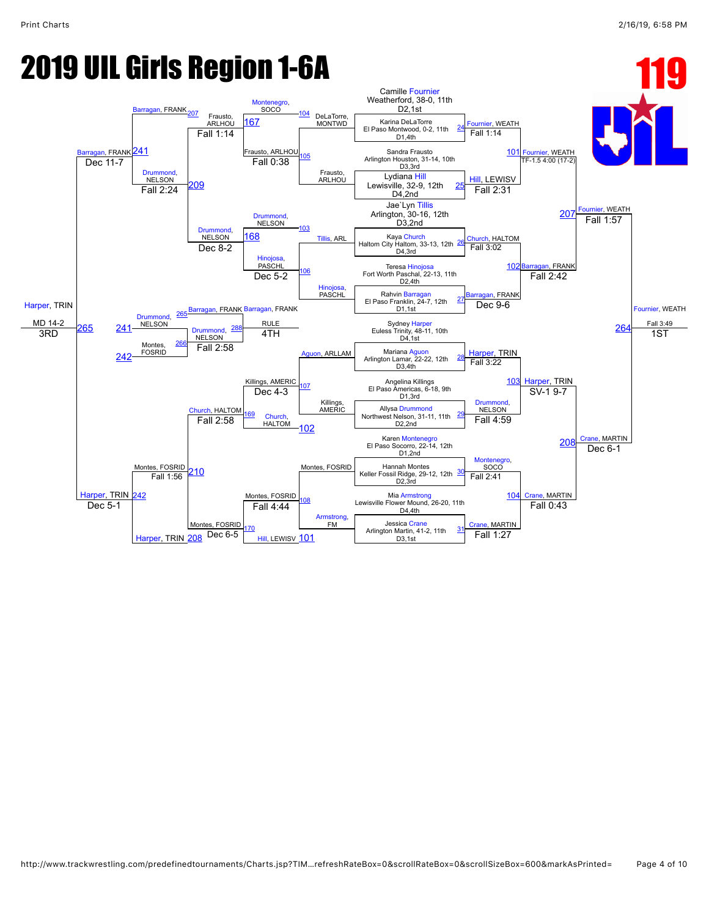# 2019 UIL Girls Region 1-6A

## 119

### Championship Bracket

**First Round**

| Bout | Wrestler | Wrestler | Winner | Result |
|---|---|---|---|---|
| 24 | Camille Fournier, Weatherford, 38-0, 11th, D2,1st | Karina DeLaTorre, El Paso Montwood, 0-2, 11th, D1,4th | Fournier, WEATH | Fall 1:14 |
| 25 | Sandra Frausto, Arlington Houston, 31-14, 10th, D3,3rd | Lydiana Hill, Lewisville, 32-9, 12th, D4,2nd | Hill, LEWISV | Fall 2:31 |
| 26 | Jae`Lyn Tillis, Arlington, 30-16, 12th, D3,2nd | Kaya Church, Haltom City Haltom, 33-13, 12th, D4,3rd | Church, HALTOM | Fall 3:02 |
| 27 | Teresa Hinojosa, Fort Worth Paschal, 22-13, 11th, D2,4th | Rahvin Barragan, El Paso Franklin, 24-7, 12th, D1,1st | Barragan, FRANK | Dec 9-6 |
| 28 | Sydney Harper, Euless Trinity, 48-11, 10th, D4,1st | Mariana Aguon, Arlington Lamar, 22-22, 12th, D3,4th | Harper, TRIN | Fall 3:22 |
| 29 | Angelina Killings, El Paso Americas, 6-18, 9th, D1,3rd | Allysa Drummond, Northwest Nelson, 31-11, 11th, D2,2nd | Drummond, NELSON | Fall 4:59 |
| 30 | Karen Montenegro, El Paso Socorro, 22-14, 12th, D1,2nd | Hannah Montes, Keller Fossil Ridge, 29-12, 12th, D2,3rd | Montenegro, SOCO | Fall 2:41 |
| 31 | Mia Armstrong, Lewisville Flower Mound, 26-20, 11th, D4,4th | Jessica Crane, Arlington Martin, 41-2, 11th, D3,1st | Crane, MARTIN | Fall 1:27 |

**Quarterfinals**

| Bout | Wrestlers | Winner | Result |
|---|---|---|---|
| 101 | Fournier, WEATH vs Hill, LEWISV | Fournier, WEATH | TF-1.5 4:00 (17-2) |
| 102 | Church, HALTOM vs Barragan, FRANK | Barragan, FRANK | Fall 2:42 |
| 103 | Harper, TRIN vs Drummond, NELSON | Harper, TRIN | SV-1 9-7 |
| 104 | Montenegro, SOCO vs Crane, MARTIN | Crane, MARTIN | Fall 0:43 |

**Semifinals**

| Bout | Wrestlers | Winner | Result |
|---|---|---|---|
| 207 | Fournier, WEATH vs Barragan, FRANK | Fournier, WEATH | Fall 1:57 |
| 208 | Harper, TRIN vs Crane, MARTIN | Crane, MARTIN | Dec 6-1 |

**Final**

| Bout | Wrestlers | Winner | Result |
|---|---|---|---|
| 264 | Fournier, WEATH vs Crane, MARTIN | Fournier, WEATH | Fall 3:49 — 1ST |

### Consolation Bracket

| Bout | Wrestlers | Winner | Result |
|---|---|---|---|
| 104 | Montenegro, SOCO vs DeLaTorre, MONTWD | Montenegro, SOCO | |
| 105 | Frausto, ARLHOU vs Frausto, ARLHOU (bye) | Frausto, ARLHOU | |
| 103 | Drummond, NELSON vs Tillis, ARL | Drummond, NELSON | |
| 106 | Hinojosa, PASCHL vs Hinojosa, PASCHL (bye) | Hinojosa, PASCHL | |
| 107 | Aguon, ARLLAM vs Killings, AMERIC | Killings, AMERIC | |
| 102 | Church, HALTOM | Church, HALTOM | |
| 108 | Montes, FOSRID vs Armstrong, FM | Montes, FOSRID | |
| 101 | Hill, LEWISV | Hill, LEWISV | |
| 167 | Montenegro, SOCO vs Frausto, ARLHOU | Frausto, ARLHOU | Fall 0:38 |
| 168 | Drummond, NELSON vs Hinojosa, PASCHL | Drummond, NELSON | Dec 5-2 |
| 169 | Killings, AMERIC vs Church, HALTOM | Church, HALTOM | Dec 4-3 |
| 170 | Montes, FOSRID vs Hill, LEWISV | Montes, FOSRID | Fall 4:44 |
| 207 | Barragan, FRANK vs Frausto, ARLHOU | Frausto, ARLHOU | Fall 1:14 |
| 209 | Drummond, NELSON vs Frausto, ARLHOU | Drummond, NELSON | Dec 8-2 |
| 210 | Church, HALTOM vs Montes, FOSRID | Montes, FOSRID | Fall 2:58 |
| 208 | Harper, TRIN vs Montes, FOSRID | Montes, FOSRID | Dec 6-5 |
| 241 | Barragan, FRANK vs Drummond, NELSON | Barragan, FRANK | Fall 2:24 |
| 242 | Harper, TRIN vs Montes, FOSRID | Harper, TRIN | Fall 1:56 |
| 265 | Barragan, FRANK vs Harper, TRIN | Harper, TRIN | MD 14-2 — 3RD |
| 265 | Barragan, FRANK vs Barragan, FRANK | Barragan, FRANK | Dec 11-7 |
| 242 | Harper, TRIN | Harper, TRIN | Dec 5-1 |

**4th Place**

| Bout | Wrestlers | Winner | Result |
|---|---|---|---|
| 288 | Drummond, NELSON (241) vs Montes, FOSRID (242) | Drummond, NELSON | Fall 2:58 |
| — | Barragan, FRANK (265) vs Drummond, NELSON (266/288) | Barragan, FRANK | RULE — 4TH |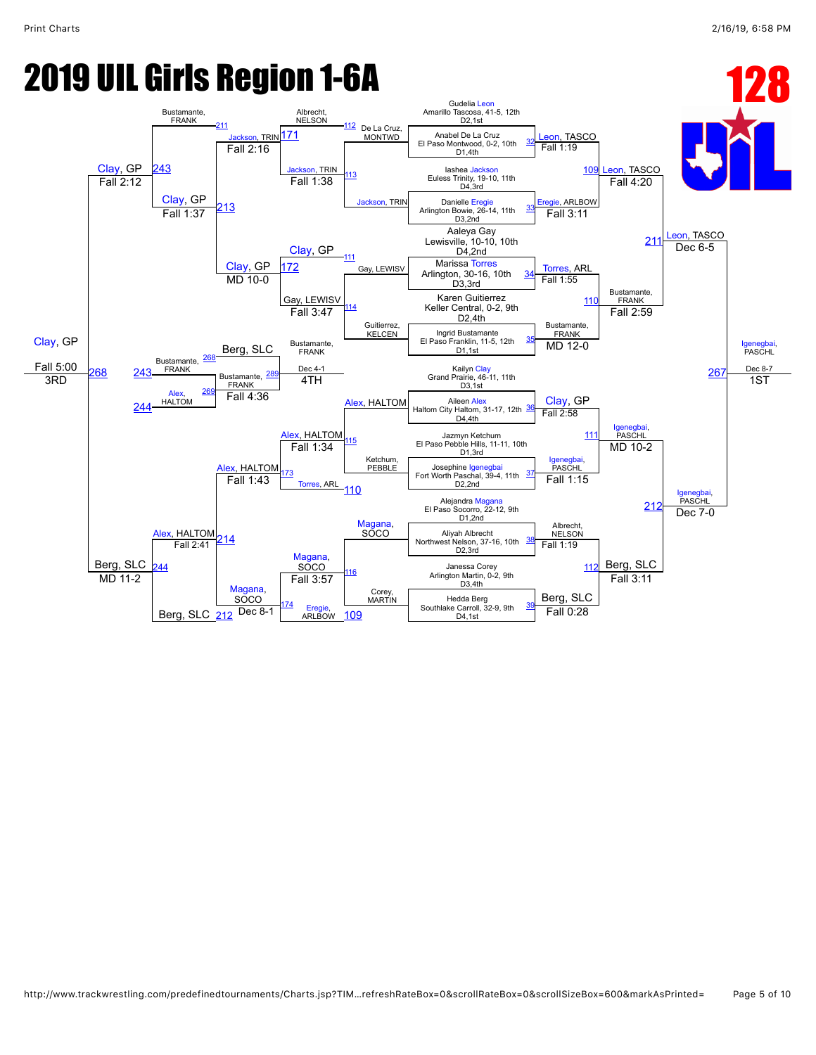# 2019 UIL Girls Region 1-6A

## 128

### Championship Bracket – First Round

| Match | Wrestler | Result |
| --- | --- | --- |
| 32 | Gudelia Leon, Amarillo Tascosa, 41-5, 12th, D2,1st vs Anabel De La Cruz, El Paso Montwood, 0-2, 10th, D1,4th | Leon, TASCO – Fall 1:19 |
| 33 | Iashea Jackson, Euless Trinity, 19-10, 11th, D4,3rd vs Danielle Eregie, Arlington Bowie, 26-14, 11th, D3,2nd | Eregie, ARLBOW – Fall 3:11 |
| 34 | Aaleya Gay, Lewisville, 10-10, 10th, D4,2nd vs Marissa Torres, Arlington, 30-16, 10th, D3,3rd | Torres, ARL – Fall 1:55 |
| 35 | Karen Guitierrez, Keller Central, 0-2, 9th, D2,4th vs Ingrid Bustamante, El Paso Franklin, 11-5, 12th, D1,1st | Bustamante, FRANK – MD 12-0 |
| 36 | Kailyn Clay, Grand Prairie, 46-11, 11th, D3,1st vs Aileen Alex, Haltom City Haltom, 31-17, 12th, D4,4th | Clay, GP – Fall 2:58 |
| 37 | Jazmyn Ketchum, El Paso Pebble Hills, 11-11, 10th, D1,3rd vs Josephine Igenegbai, Fort Worth Paschal, 39-4, 11th, D2,2nd | Igenegbai, PASCHL – Fall 1:15 |
| 38 | Alejandra Magana, El Paso Socorro, 22-12, 9th, D1,2nd vs Aliyah Albrecht, Northwest Nelson, 37-16, 10th, D2,3rd | Albrecht, NELSON – Fall 1:19 |
| 39 | Janessa Corey, Arlington Martin, 0-2, 9th, D3,4th vs Hedda Berg, Southlake Carroll, 32-9, 9th, D4,1st | Berg, SLC – Fall 0:28 |

### Championship Bracket – Quarterfinals

| Match | Wrestlers | Result |
| --- | --- | --- |
| 109 | Leon, TASCO vs Eregie, ARLBOW | Leon, TASCO – Fall 4:20 |
| 110 | Torres, ARL vs Bustamante, FRANK | Bustamante, FRANK – Fall 2:59 |
| 111 | Clay, GP vs Igenegbai, PASCHL | Igenegbai, PASCHL – MD 10-2 |
| 112 | Albrecht, NELSON vs Berg, SLC | Berg, SLC – Fall 3:11 |

### Championship Bracket – Semifinals

| Match | Wrestlers | Result |
| --- | --- | --- |
| 211 | Leon, TASCO vs Bustamante, FRANK | Leon, TASCO – Dec 6-5 |
| 212 | Igenegbai, PASCHL vs Berg, SLC | Igenegbai, PASCHL – Dec 7-0 |

### Championship Final (1ST)

| Match | Wrestlers | Result |
| --- | --- | --- |
| 267 | Leon, TASCO vs Igenegbai, PASCHL | Igenegbai, PASCHL – Dec 8-7 – 1ST |

### Consolation Bracket – First Round

| Match | Wrestlers | Result |
| --- | --- | --- |
| 112 | Albrecht, NELSON vs De La Cruz, MONTWD | Albrecht, NELSON |
| 113 | Jackson, TRIN (bye) | Jackson, TRIN |
| 111 | Gay, LEWISV (bye) | Gay, LEWISV |
| 114 | Guitierrez, KELCEN vs Gay, LEWISV | Gay, LEWISV |
| 115 | Alex, HALTOM vs Ketchum, PEBBLE | Alex, HALTOM |
| 116 | Magana, SOCO vs Corey, MARTIN | Magana, SOCO |

### Consolation Bracket – Second Round

| Match | Wrestlers | Result |
| --- | --- | --- |
| 113 | Jackson, TRIN vs Jackson, TRIN | Jackson, TRIN – Fall 1:38 |
| 114 | Clay, GP vs Gay, LEWISV | Gay, LEWISV – Fall 3:47 |
| 115 | Alex, HALTOM vs Ketchum, PEBBLE | Alex, HALTOM – Fall 1:34 |
| 116 | Magana, SOCO vs Corey, MARTIN | Magana, SOCO – Fall 3:57 |

### Consolation Bracket – Third Round

| Match | Wrestlers | Result |
| --- | --- | --- |
| 171 | Albrecht, NELSON vs Jackson, TRIN | Jackson, TRIN – Fall 2:16 |
| 172 | Clay, GP vs Gay, LEWISV | Clay, GP – MD 10-0 |
| 173 | Alex, HALTOM vs Torres, ARL | Alex, HALTOM – Fall 1:43 |
| 174 | Magana, SOCO vs Eregie, ARLBOW | Magana, SOCO – Dec 8-1 |

### Consolation Bracket – Quarterfinals

| Match | Wrestlers | Result |
| --- | --- | --- |
| 211 | Bustamante, FRANK vs Jackson, TRIN | Clay, GP path |
| 213 | Jackson, TRIN vs Clay, GP | Clay, GP – Fall 1:37 |
| 214 | Alex, HALTOM vs Magana, SOCO | Alex, HALTOM – Fall 2:41 |
| 212 | Berg, SLC | Berg, SLC |

### Consolation Bracket – Semifinals

| Match | Wrestlers | Result |
| --- | --- | --- |
| 243 | Bustamante, FRANK vs Clay, GP | Clay, GP – Fall 2:12 |
| 244 | Alex, HALTOM vs Berg, SLC | Berg, SLC – MD 11-2 |

### 3rd Place

| Match | Wrestlers | Result |
| --- | --- | --- |
| 268 | Clay, GP vs Berg, SLC | Clay, GP – Fall 5:00 – 3RD |

### 5th Place (Loser of 243 vs Loser of 244)

| Match | Wrestlers | Result |
| --- | --- | --- |
| 269 | Bustamante, FRANK vs Alex, HALTOM | Bustamante, FRANK – Fall 4:36 |

### 4th Place

| Match | Wrestlers | Result |
| --- | --- | --- |
| 289 | Bustamante, FRANK vs Berg, SLC | Bustamante, FRANK – Dec 4-1 – 4TH |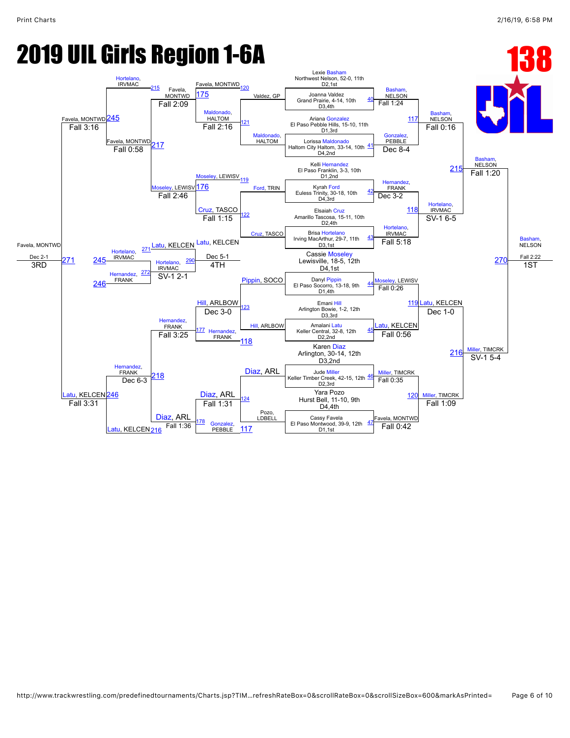# 2019 UIL Girls Region 1-6A

## 138

### Championship Bracket

**Seeds / Entrants:**

- Lexie Basham — Northwest Nelson, 52-0, 11th — D2,1st
- Joanna Valdez — Grand Prairie, 4-14, 10th — D3,4th
- Ariana Gonzalez — El Paso Pebble Hills, 15-10, 11th — D1,3rd
- Lorissa Maldonado — Haltom City Haltom, 33-14, 10th — D4,2nd
- Kelli Hernandez — El Paso Franklin, 3-3, 10th — D1,2nd
- Kyrah Ford — Euless Trinity, 30-18, 10th — D4,3rd
- Elsaiah Cruz — Amarillo Tascosa, 15-11, 10th — D2,4th
- Brisa Hortelano — Irving MacArthur, 29-7, 11th — D3,1st
- Cassie Moseley — Lewisville, 18-5, 12th — D4,1st
- Danyl Pippin — El Paso Socorro, 13-18, 9th — D1,4th
- Emani Hill — Arlington Bowie, 1-2, 12th — D3,3rd
- Amalani Latu — Keller Central, 32-8, 12th — D2,2nd
- Karen Diaz — Arlington, 30-14, 12th — D3,2nd
- Jude Miller — Keller Timber Creek, 42-15, 12th — D2,3rd
- Yara Pozo — Hurst Bell, 11-10, 9th — D4,4th
- Cassy Favela — El Paso Montwood, 39-9, 12th — D1,1st

**First Round:**

- Match 40: Basham, NELSON over Valdez, GP — Fall 1:24
- Match 41: Gonzalez, PEBBLE over Maldonado, HALTOM — Dec 8-4
- Match 42: Hernandez, FRANK over Ford, TRIN — Dec 3-2
- Match 43: Hortelano, IRVMAC over Cruz, TASCO — Fall 5:18
- Match 44: Moseley, LEWISV over Pippin, SOCO — Fall 0:26
- Match 45: Latu, KELCEN over Hill, ARLBOW — Fall 0:56
- Match 46: Miller, TIMCRK over Diaz, ARL — Fall 0:35
- Match 47: Favela, MONTWD over Pozo, LDBELL — Fall 0:42

**Quarterfinals:**

- Match 117: Basham, NELSON — Fall 0:16
- Match 118: Hortelano, IRVMAC — SV-1 6-5
- Match 119: Latu, KELCEN — Dec 1-0
- Match 120: Miller, TIMCRK — Fall 1:09

**Semifinals:**

- Match 215: Basham, NELSON — Fall 1:20
- Match 216: Miller, TIMCRK — SV-1 5-4

**Final:**

- Match 270: Basham, NELSON — Fall 2:22 — 1ST

### Consolation Bracket

**First Round (Consolation):**

- Match 120: Favela, MONTWD over Valdez, GP
- Match 121: Maldonado, HALTOM (over Maldonado, HALTOM / bye)
- Match 119: Moseley, LEWISV over Ford, TRIN
- Match 122: Cruz, TASCO
- Match 123: Hill, ARLBOW over Pippin, SOCO
- Match 118: Hernandez, FRANK
- Match 124: Diaz, ARL
- Match 117: Gonzalez, PEBBLE over Pozo, LDBELL

**Second Round (Consolation):**

- Match 175: Favela, MONTWD over Maldonado, HALTOM — Fall 2:09
- Match 121 result: Maldonado, HALTOM — Fall 2:16
- Match 176: Moseley, LEWISV over Cruz, TASCO — Fall 2:46
- Match 122 result: Cruz, TASCO — Fall 1:15
- Match 123 result: Hill, ARLBOW — Dec 3-0
- Match 177: Hernandez, FRANK over Hill, ARLBOW — Fall 3:25
- Match 124 result: Diaz, ARL — Fall 1:31
- Match 178: Diaz, ARL over Gonzalez, PEBBLE — Fall 1:36

**Third Round (Consolation):**

- Match 215: Favela, MONTWD over Hortelano, IRVMAC
- Match 217: Favela, MONTWD — Fall 0:58
- Match 218: Hernandez, FRANK over Diaz, ARL — Dec 6-3
- Match 216: Latu, KELCEN

**Consolation Semifinals:**

- Match 245: Favela, MONTWD over Moseley, LEWISV — Fall 3:16
- Match 246: Latu, KELCEN over Hernandez, FRANK — Fall 3:31

**3rd Place:**

- Match 271: Favela, MONTWD over Latu, KELCEN — Dec 2-1 — 3RD

**4th Place / 5th Place:**

- Match 271: Latu, KELCEN
- Match 290: Latu, KELCEN over Hortelano, IRVMAC — Dec 5-1 — 4TH
- Match 272: Hortelano, IRVMAC over Hernandez, FRANK — SV-1 2-1
- Match 245: Hortelano, IRVMAC
- Match 246: Hernandez, FRANK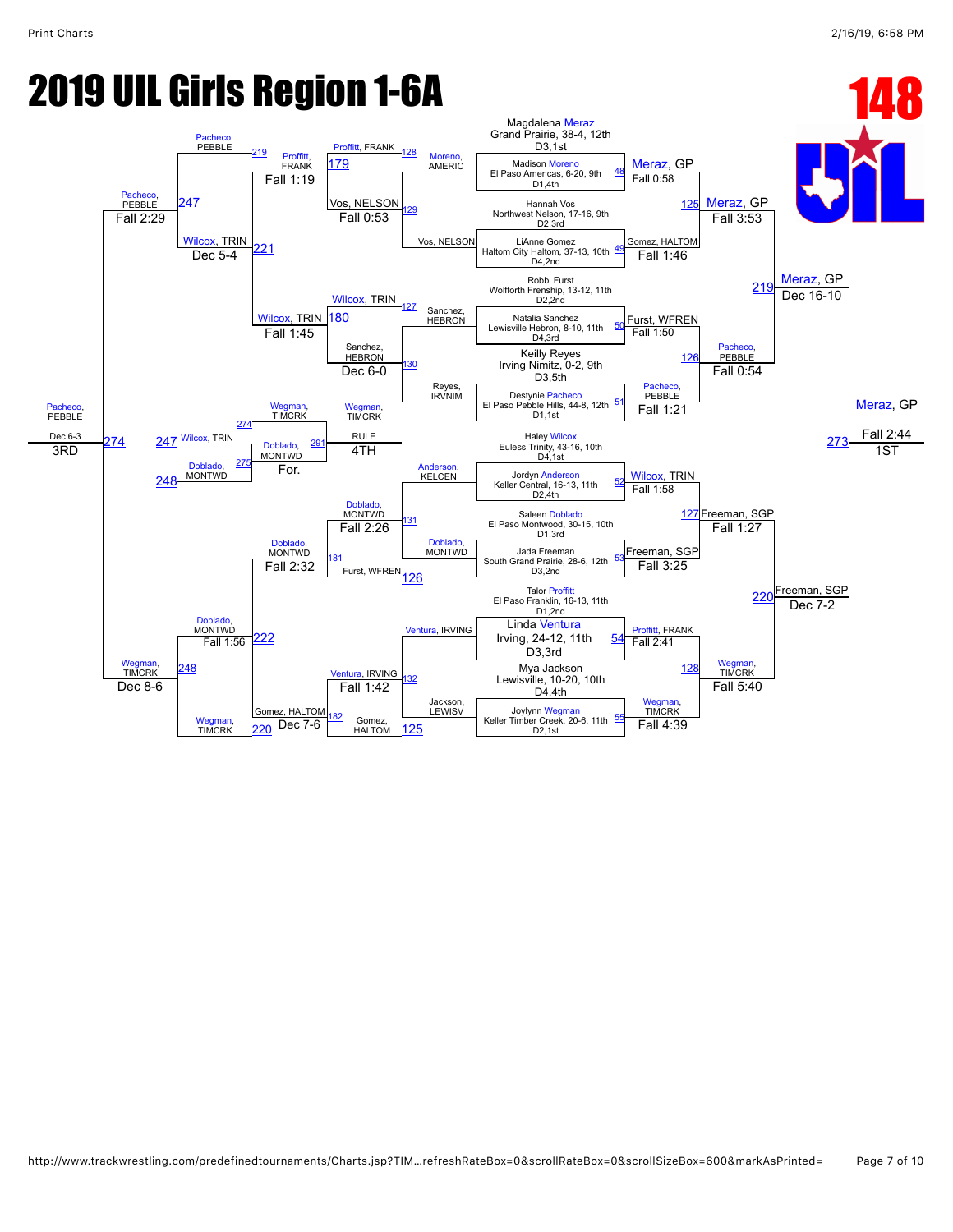# 2019 UIL Girls Region 1-6A

**148**

## Championship Bracket

### First Round

| Bout | Wrestler | Wrestler | Winner | Result |
|---|---|---|---|---|
| 48 | Magdalena Meraz, Grand Prairie, 38-4, 12th, D3,1st | Madison Moreno, El Paso Americas, 6-20, 9th, D1,4th | Meraz, GP | Fall 0:58 |
| 49 | Hannah Vos, Northwest Nelson, 17-16, 9th, D2,3rd | LiAnne Gomez, Haltom City Haltom, 37-13, 10th, D4,2nd | Gomez, HALTOM | Fall 1:46 |
| 50 | Robbi Furst, Wolfforth Frenship, 13-12, 11th, D2,2nd | Natalia Sanchez, Lewisville Hebron, 8-10, 11th, D4,3rd | Furst, WFREN | Fall 1:50 |
| 51 | Keilly Reyes, Irving Nimitz, 0-2, 9th, D3,5th | Destynie Pacheco, El Paso Pebble Hills, 44-8, 12th, D1,1st | Pacheco, PEBBLE | Fall 1:21 |
| 52 | Haley Wilcox, Euless Trinity, 43-16, 10th, D4,1st | Jordyn Anderson, Keller Central, 16-13, 11th, D2,4th | Wilcox, TRIN | Fall 1:58 |
| 53 | Saleen Doblado, El Paso Montwood, 30-15, 10th, D1,3rd | Jada Freeman, South Grand Prairie, 28-6, 12th, D3,2nd | Freeman, SGP | Fall 3:25 |
| 54 | Talor Proffitt, El Paso Franklin, 16-13, 11th, D1,2nd | Linda Ventura, Irving, 24-12, 11th, D3,3rd | Proffitt, FRANK | Fall 2:41 |
| 55 | Mya Jackson, Lewisville, 10-20, 10th, D4,4th | Joylynn Wegman, Keller Timber Creek, 20-6, 11th, D2,1st | Wegman, TIMCRK | Fall 4:39 |

### Quarterfinals

| Bout | Wrestler | Wrestler | Winner | Result |
|---|---|---|---|---|
| 125 | Meraz, GP | Gomez, HALTOM | Meraz, GP | Fall 3:53 |
| 126 | Furst, WFREN | Pacheco, PEBBLE | Pacheco, PEBBLE | Fall 0:54 |
| 127 | Wilcox, TRIN | Freeman, SGP | Freeman, SGP | Fall 1:27 |
| 128 | Proffitt, FRANK | Wegman, TIMCRK | Wegman, TIMCRK | Fall 5:40 |

### Semifinals

| Bout | Wrestler | Wrestler | Winner | Result |
|---|---|---|---|---|
| 219 | Meraz, GP | Pacheco, PEBBLE | Meraz, GP | Dec 16-10 |
| 220 | Freeman, SGP | Wegman, TIMCRK | Freeman, SGP | Dec 7-2 |

### Final

| Bout | Wrestler | Wrestler | Winner | Result |
|---|---|---|---|---|
| 273 | Meraz, GP | Freeman, SGP | Meraz, GP | Fall 2:44 — 1ST |

## Consolation Bracket

### Consolation Round 1

| Bout | Wrestler | Wrestler | Winner | Result |
|---|---|---|---|---|
| 129 | Moreno, AMERIC | Vos, NELSON | Vos, NELSON | Fall 0:53 |
| 130 | Sanchez, HEBRON | Reyes, IRVNIM | Sanchez, HEBRON | Dec 6-0 |
| 131 | Anderson, KELCEN | Doblado, MONTWD | Doblado, MONTWD | Fall 2:26 |
| 132 | Ventura, IRVING | Jackson, LEWISV | Ventura, IRVING | Fall 1:42 |

### Consolation Round 2

| Bout | Wrestler | Wrestler | Winner | Result |
|---|---|---|---|---|
| 179 | Proffitt, FRANK | Vos, NELSON | Proffitt, FRANK | Fall 1:19 |
| 180 | Wilcox, TRIN | Sanchez, HEBRON | Wilcox, TRIN | Fall 1:45 |
| 181 | Doblado, MONTWD | Furst, WFREN | Doblado, MONTWD | Fall 2:32 |
| 182 | Gomez, HALTOM | Ventura, IRVING | Gomez, HALTOM | Dec 7-6 |

### Consolation Semifinals

| Bout | Wrestler | Wrestler | Winner | Result |
|---|---|---|---|---|
| 221 | Pacheco, PEBBLE | Proffitt, FRANK | Wilcox, TRIN | Dec 5-4 |
| 222 | Doblado, MONTWD | Wegman, TIMCRK | Doblado, MONTWD | Fall 1:56 |

### Round 247/248

| Bout | Wrestler | Wrestler | Winner | Result |
|---|---|---|---|---|
| 247 | Pacheco, PEBBLE | Wilcox, TRIN | Pacheco, PEBBLE | Fall 2:29 |
| 248 | Doblado, MONTWD | Wegman, TIMCRK | Wegman, TIMCRK | Dec 8-6 |

### 3rd Place

| Bout | Wrestler | Wrestler | Winner | Result |
|---|---|---|---|---|
| 274 | Pacheco, PEBBLE | Wegman, TIMCRK | Pacheco, PEBBLE | Dec 6-3 — 3RD |

### 5th Place

| Bout | Wrestler | Wrestler | Winner | Result |
|---|---|---|---|---|
| 275 | 247 Wilcox, TRIN | 248 Doblado, MONTWD | Doblado, MONTWD | For. |

### 4th Place

| Bout | Wrestler | Wrestler | Winner | Result |
|---|---|---|---|---|
| 291 | Wegman, TIMCRK | Doblado, MONTWD | Wegman, TIMCRK | RULE — 4TH |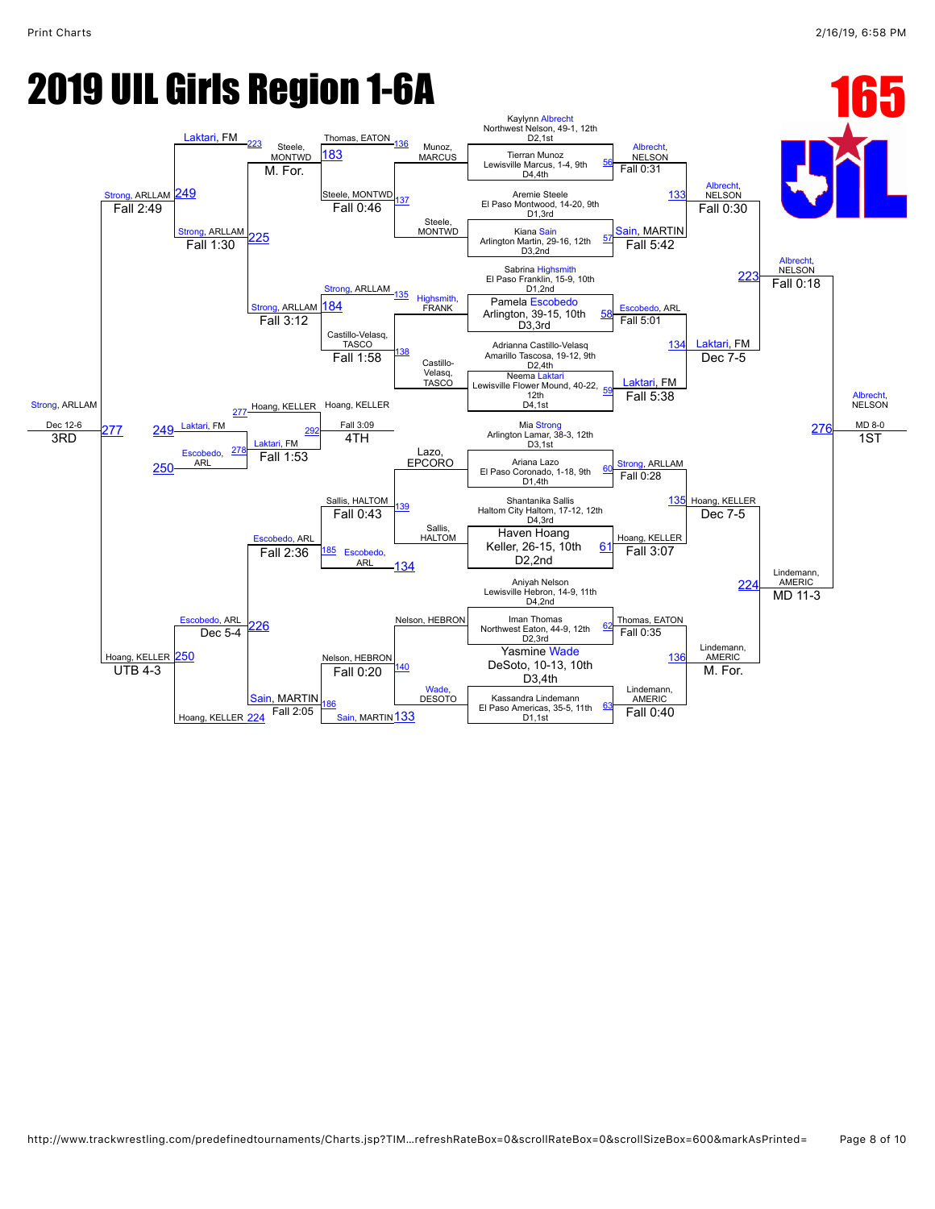# 2019 UIL Girls Region 1-6A

## 165

### Championship Bracket

**First Round**

- Kaylynn Albrecht, Northwest Nelson, 49-1, 12th, D2,1st
- Tierran Munoz, Lewisville Marcus, 1-4, 9th, D4,4th
- Match 56: Albrecht, NELSON — Fall 0:31
- Aremie Steele, El Paso Montwood, 14-20, 9th, D1,3rd
- Kiana Sain, Arlington Martin, 29-16, 12th, D3,2nd
- Match 57: Sain, MARTIN — Fall 5:42
- Sabrina Highsmith, El Paso Franklin, 15-9, 10th, D1,2nd
- Pamela Escobedo, Arlington, 39-15, 10th, D3,3rd
- Match 58: Escobedo, ARL — Fall 5:01
- Adrianna Castillo-Velasq, Amarillo Tascosa, 19-12, 9th, D2,4th
- Neema Laktari, Lewisville Flower Mound, 40-22, 12th, D4,1st
- Match 59: Laktari, FM — Fall 5:38
- Mia Strong, Arlington Lamar, 38-3, 12th, D3,1st
- Ariana Lazo, El Paso Coronado, 1-18, 9th, D1,4th
- Match 60: Strong, ARLLAM — Fall 0:28
- Shantanika Sallis, Haltom City Haltom, 17-12, 12th, D4,3rd
- Haven Hoang, Keller, 26-15, 10th, D2,2nd
- Match 61: Hoang, KELLER — Fall 3:07
- Aniyah Nelson, Lewisville Hebron, 14-9, 11th, D4,2nd
- Iman Thomas, Northwest Eaton, 44-9, 12th, D2,3rd
- Match 62: Thomas, EATON — Fall 0:35
- Yasmine Wade, DeSoto, 10-13, 10th, D3,4th
- Kassandra Lindemann, El Paso Americas, 35-5, 11th, D1,1st
- Match 63: Lindemann, AMERIC — Fall 0:40

**Quarterfinals**

- Match 133: Albrecht, NELSON — Fall 0:30
- Match 134: Laktari, FM — Dec 7-5
- Match 135: Hoang, KELLER — Dec 7-5
- Match 136: Lindemann, AMERIC — M. For.

**Semifinals**

- Match 223: Albrecht, NELSON — Fall 0:18
- Match 224: Lindemann, AMERIC — MD 11-3

**Final**

- Match 276: Albrecht, NELSON — MD 8-0 — 1ST

### Consolation Bracket

**Wrestlebacks (First Round Losers)**

- Match 136: Munoz, MARCUS vs Thomas, EATON → Thomas, EATON
- Match 137: Steele, MONTWD → Steele, MONTWD — Fall 0:46
- Match 135: Highsmith, FRANK vs Strong, ARLLAM → Strong, ARLLAM
- Match 138: Castillo-Velasq, TASCO → Castillo-Velasq, TASCO — Fall 1:58
- Lazo, EPCORO
- Match 139: Sallis, HALTOM → Sallis, HALTOM — Fall 0:43
- Match 134: Escobedo, ARL
- Nelson, HEBRON
- Match 140: Nelson, HEBRON — Fall 0:20
- Match 133: Wade, DESOTO vs Sain, MARTIN → Sain, MARTIN

**Consolation Round 2**

- Match 183: Steele, MONTWD vs Thomas, EATON → Steele, MONTWD — M. For.
- Match 184: Strong, ARLLAM vs Castillo-Velasq, TASCO → Strong, ARLLAM — Fall 3:12
- Match 185: Escobedo, ARL vs Sallis, HALTOM → Escobedo, ARL — Fall 2:36
- Match 186: Sain, MARTIN vs Nelson, HEBRON → Sain, MARTIN — Fall 2:05

**Consolation Round 3**

- Match 225: Laktari, FM vs Steele, MONTWD → Strong, ARLLAM — Fall 1:30
- Match 226: Escobedo, ARL vs Hoang, KELLER → Escobedo, ARL — Dec 5-4

**Consolation Semifinals**

- Match 249: Strong, ARLLAM — Fall 2:49
- Match 250: Hoang, KELLER — UTB 4-3

**3rd Place**

- Match 277: Strong, ARLLAM — Dec 12-6 — 3RD

**4th Place**

- Match 277: Hoang, KELLER
- Match 249: Laktari, FM
- Match 250: Escobedo, ARL
- Match 278: Laktari, FM — Fall 1:53
- Match 292: Hoang, KELLER — Fall 3:09 — 4TH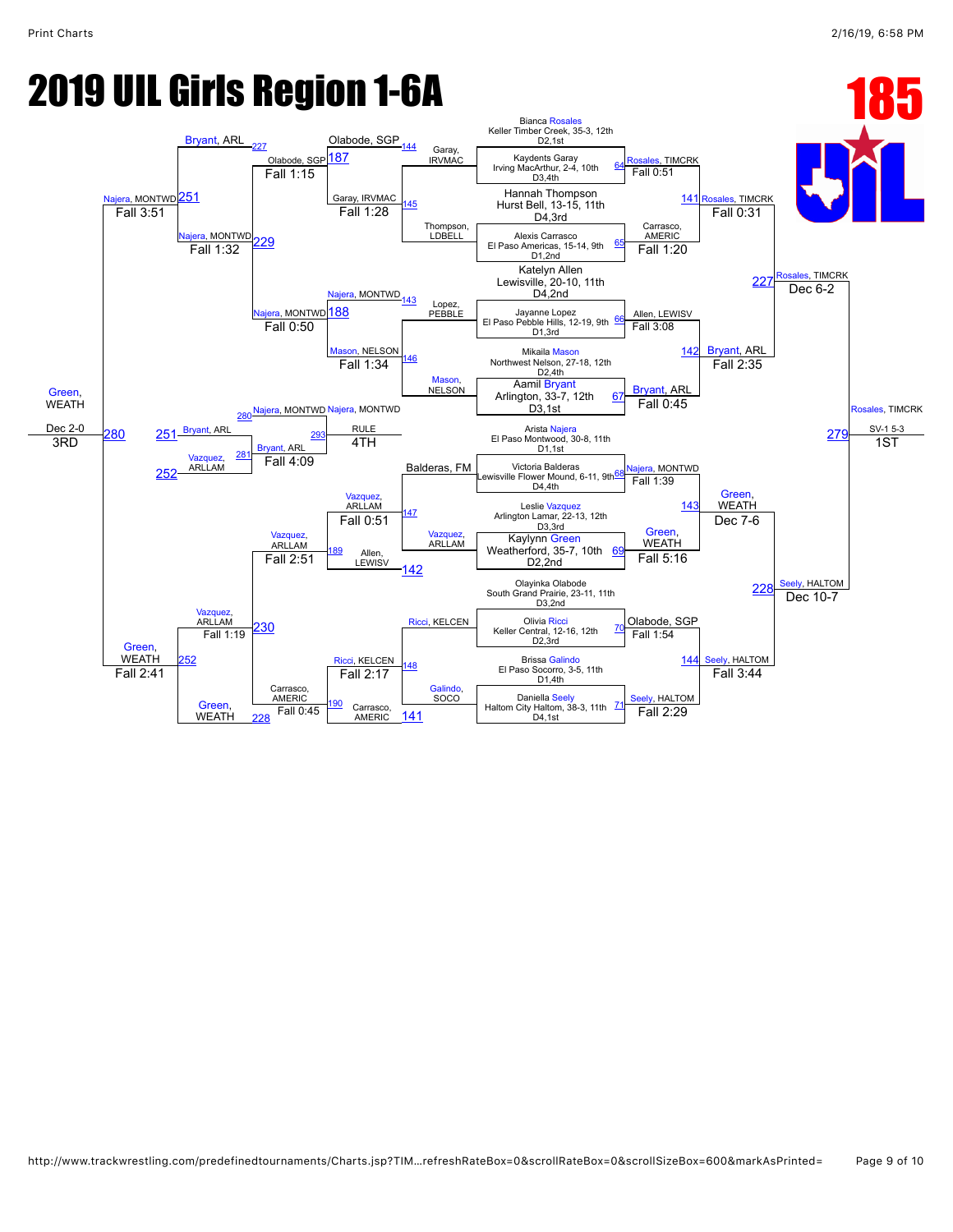# 2019 UIL Girls Region 1-6A

## 185

### Championship Bracket

**First Round**

| Bout | Wrestler 1 | Wrestler 2 | Winner | Result |
|---|---|---|---|---|
| 64 | Bianca Rosales, Keller Timber Creek, 35-3, 12th, D2,1st | Kaydents Garay, Irving MacArthur, 2-4, 10th, D3,4th | Rosales, TIMCRK | Fall 0:51 |
| 65 | Hannah Thompson, Hurst Bell, 13-15, 11th, D4,3rd | Alexis Carrasco, El Paso Americas, 15-14, 9th, D1,2nd | Carrasco, AMERIC | Fall 1:20 |
| 66 | Katelyn Allen, Lewisville, 20-10, 11th, D4,2nd | Jayanne Lopez, El Paso Pebble Hills, 12-19, 9th, D1,3rd | Allen, LEWISV | Fall 3:08 |
| 67 | Mikaila Mason, Northwest Nelson, 27-18, 12th, D2,4th | Aamil Bryant, Arlington, 33-7, 12th, D3,1st | Bryant, ARL | Fall 0:45 |
| 68 | Arista Najera, El Paso Montwood, 30-8, 11th, D1,1st | Victoria Balderas, Lewisville Flower Mound, 6-11, 9th, D4,4th | Najera, MONTWD | Fall 1:39 |
| 69 | Leslie Vazquez, Arlington Lamar, 22-13, 12th, D3,3rd | Kaylynn Green, Weatherford, 35-7, 10th, D2,2nd | Green, WEATH | Fall 5:16 |
| 70 | Olayinka Olabode, South Grand Prairie, 23-11, 11th, D3,2nd | Olivia Ricci, Keller Central, 12-16, 12th, D2,3rd | Olabode, SGP | Fall 1:54 |
| 71 | Brissa Galindo, El Paso Socorro, 3-5, 11th, D1,4th | Daniella Seely, Haltom City Haltom, 38-3, 11th, D4,1st | Seely, HALTOM | Fall 2:29 |

**Quarterfinals**

| Bout | Winner | Result |
|---|---|---|
| 141 | Rosales, TIMCRK (over Carrasco, AMERIC) | Fall 0:31 |
| 142 | Bryant, ARL (over Allen, LEWISV) | Fall 2:35 |
| 143 | Green, WEATH (over Najera, MONTWD) | Dec 7-6 |
| 144 | Seely, HALTOM (over Olabode, SGP) | Fall 3:44 |

**Semifinals**

| Bout | Winner | Result |
|---|---|---|
| 227 | Rosales, TIMCRK (over Bryant, ARL) | Dec 6-2 |
| 228 | Seely, HALTOM (over Green, WEATH) | Dec 10-7 |

**Final (1st Place)**

| Bout | Winner | Result |
|---|---|---|
| 279 | Rosales, TIMCRK (over Seely, HALTOM) | SV-1 5-3 — 1ST |

### Consolation Bracket

| Bout | Wrestlers | Winner | Result |
|---|---|---|---|
| 144 | Olabode, SGP vs Garay, IRVMAC | Olabode, SGP | — |
| 145 | Garay, IRVMAC vs Thompson, LDBELL | Garay, IRVMAC | — |
| 143 | Najera, MONTWD vs Lopez, PEBBLE | Najera, MONTWD | — |
| 146 | Mason, NELSON | Mason, NELSON | — |
| 147 | Vazquez, ARLLAM vs Balderas, FM | Vazquez, ARLLAM | — |
| 142 | Allen, LEWISV | Allen, LEWISV | — |
| 148 | Ricci, KELCEN vs Galindo, SOCO | Ricci, KELCEN | — |
| 141 | Carrasco, AMERIC | Carrasco, AMERIC | — |
| 187 | Olabode, SGP vs Garay, IRVMAC | Olabode, SGP | Fall 1:15 |
| 188 | Najera, MONTWD vs Mason, NELSON | Najera, MONTWD | Fall 0:50 |
| 189 | Vazquez, ARLLAM vs Allen, LEWISV | Vazquez, ARLLAM | Fall 2:51 |
| 190 | Ricci, KELCEN vs Carrasco, AMERIC | Carrasco, AMERIC | Fall 0:45 |
| 229 | Bryant, ARL vs Olabode, SGP | Najera, MONTWD | Fall 1:32 |
| 230 | Vazquez, ARLLAM vs Carrasco, AMERIC | Vazquez, ARLLAM | Fall 1:19 |
| 251 | Najera, MONTWD vs Bryant, ARL | Najera, MONTWD | Fall 3:51 |
| 252 | Vazquez, ARLLAM vs Green, WEATH | Green, WEATH | Fall 2:41 |
| 280 | Najera, MONTWD vs Green, WEATH (3rd Place) | Green, WEATH | Dec 2-0 — 3RD |
| 281 | Bryant, ARL vs Vazquez, ARLLAM | Bryant, ARL | Fall 4:09 |
| 293 | Najera, MONTWD vs Bryant, ARL (4th Place) | Najera, MONTWD | RULE — 4TH |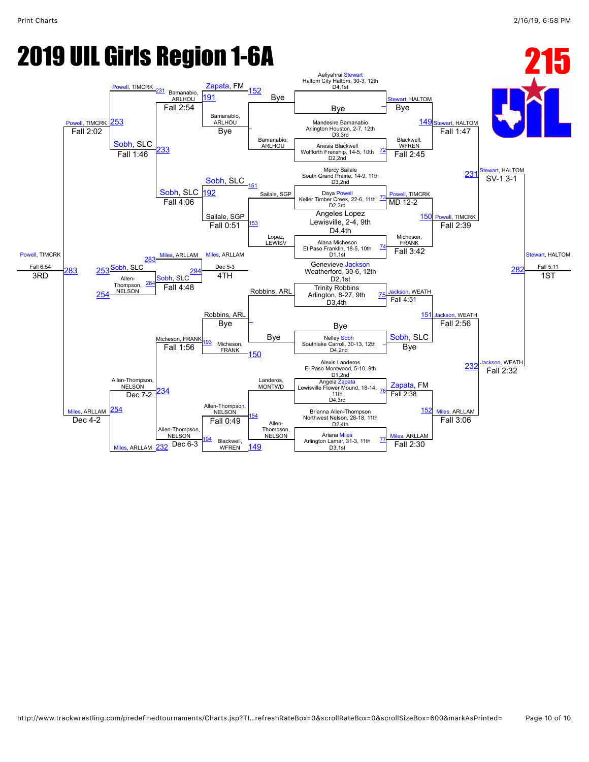# 2019 UIL Girls Region 1-6A

215

Aaliyahrai Stewart
Haltom City Haltom, 30-3, 12th
D4,1st

Bye

Mandesire Bamanabio
Arlington Houston, 2-7, 12th
D3,3rd

Anesia Blackwell
Wolfforth Frenship, 14-5, 10th
D2,2nd

Mercy Sailale
South Grand Prairie, 14-9, 11th
D3,2nd

Daya Powell
Keller Timber Creek, 22-6, 11th
D2,3rd

Angeles Lopez
Lewisville, 2-4, 9th
D4,4th

Alana Micheson
El Paso Franklin, 18-5, 10th
D1,1st

Genevieve Jackson
Weatherford, 30-6, 12th
D2,1st

Trinity Robbins
Arlington, 8-27, 9th
D3,4th

Bye

Nelley Sobh
Southlake Carroll, 30-13, 12th
D4,2nd

Alexis Landeros
El Paso Montwood, 5-10, 9th
D1,2nd

Angela Zapata
Lewisville Flower Mound, 18-14, 11th
D4,3rd

Brianna Allen-Thompson
Northwest Nelson, 28-18, 11th
D2,4th

Ariana Miles
Arlington Lamar, 31-3, 11th
D3,1st

**Championship bracket**

- 72: Stewart, HALTOM — Bye
- 73: Bamanabio, ARLHOU vs Blackwell, WFREN — Blackwell, WFREN, Fall 2:45
- 74: Sailale, SGP vs Powell, TIMCRK — Powell, TIMCRK, MD 12-2
- 75: Lopez, LEWISV vs Micheson, FRANK — Micheson, FRANK, Fall 3:42
- 76: Jackson, WEATH vs Robbins, ARL — Jackson, WEATH, Fall 4:51
- 77: Sobh, SLC — Bye
- 78: Landeros, MONTWD vs Zapata, FM — Zapata, FM, Fall 2:38
- 79: Allen-Thompson, NELSON vs Miles, ARLLAM — Miles, ARLLAM, Fall 2:30
- 149: Stewart, HALTOM, Fall 1:47
- 150: Powell, TIMCRK, Fall 2:39
- 151: Jackson, WEATH, Fall 2:56
- 152: Miles, ARLLAM, Fall 3:06
- 231: Stewart, HALTOM, SV-1 3-1
- 232: Jackson, WEATH, Fall 2:32
- 282: Stewart, HALTOM, Fall 5:11 — 1ST

**Consolation bracket**

- 149: Bamanabio, ARLHOU — Bye
- 150: Robbins, ARL — Bye
- 151: Sailale, SGP
- 152: Zapata, FM
- 153: Lopez, LEWISV vs Sailale, SGP — Sailale, SGP, Fall 0:51
- 154: Landeros, MONTWD vs Allen-Thompson, NELSON — Allen-Thompson, NELSON, Fall 0:49
- 191: Zapata, FM vs Bamanabio, ARLHOU — Bamanabio, ARLHOU, Fall 2:54
- 192: Sobh, SLC vs Sailale, SGP — Sobh, SLC, Fall 4:06
- 193: Robbins, ARL vs Micheson, FRANK — Micheson, FRANK, Fall 1:56
- 194: Allen-Thompson, NELSON vs Blackwell, WFREN — Allen-Thompson, NELSON, Dec 6-3
- 231: Powell, TIMCRK vs Bamanabio, ARLHOU
- 233: Sobh, SLC — Sobh, SLC, Fall 1:46
- 234: Micheson, FRANK vs Allen-Thompson, NELSON — Allen-Thompson, NELSON, Dec 7-2
- 232: Miles, ARLLAM
- 253: Powell, TIMCRK vs Sobh, SLC — Powell, TIMCRK, Fall 2:02
- 254: Allen-Thompson, NELSON vs Miles, ARLLAM — Miles, ARLLAM, Dec 4-2
- 283: Powell, TIMCRK vs Miles, ARLLAM — Powell, TIMCRK, Fall 6:54 — 3RD
- 253: Sobh, SLC
- 254: Allen-Thompson, NELSON
- 284: Sobh, SLC vs Allen-Thompson, NELSON — Sobh, SLC, Fall 4:48
- 294: Miles, ARLLAM vs Sobh, SLC — Miles, ARLLAM, Dec 5-3 — 4TH